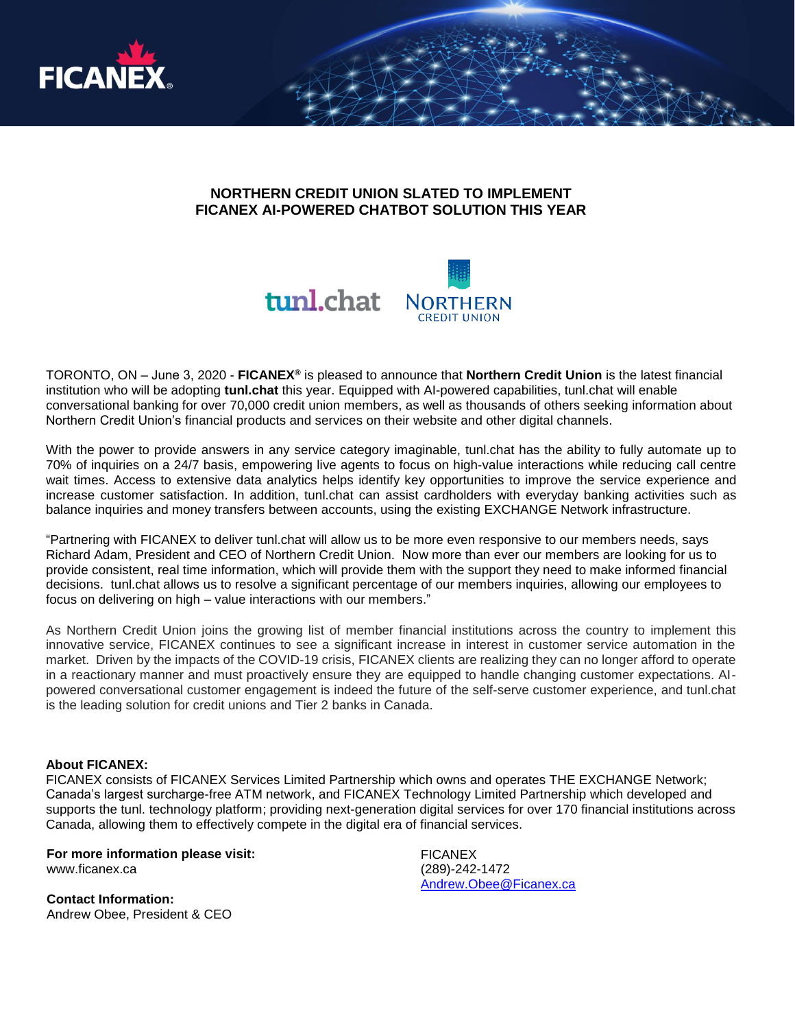# NORTHERN CREDIT UNION SLATED TO IMPLEMENT FICANEX AI-POWERED CHATBOT SOLUTION THIS YEAR

TORONTO, ON – June 3, 2020 - **FICANEX®** is pleased to announce that **Northern Credit Union** is the latest financial institution who will be adopting **tunl.chat** this year. Equipped with AI-powered capabilities, tunl.chat will enable conversational banking for over 70,000 credit union members, as well as thousands of others seeking information about Northern Credit Union's financial products and services on their website and other digital channels.

With the power to provide answers in any service category imaginable, tunl.chat has the ability to fully automate up to 70% of inquiries on a 24/7 basis, empowering live agents to focus on high-value interactions while reducing call centre wait times. Access to extensive data analytics helps identify key opportunities to improve the service experience and increase customer satisfaction. In addition, tunl.chat can assist cardholders with everyday banking activities such as balance inquiries and money transfers between accounts, using the existing EXCHANGE Network infrastructure.

"Partnering with FICANEX to deliver tunl.chat will allow us to be more even responsive to our members needs, says Richard Adam, President and CEO of Northern Credit Union. Now more than ever our members are looking for us to provide consistent, real time information, which will provide them with the support they need to make informed financial decisions. tunl.chat allows us to resolve a significant percentage of our members inquiries, allowing our employees to focus on delivering on high – value interactions with our members."

As Northern Credit Union joins the growing list of member financial institutions across the country to implement this innovative service, FICANEX continues to see a significant increase in interest in customer service automation in the market. Driven by the impacts of the COVID-19 crisis, FICANEX clients are realizing they can no longer afford to operate in a reactionary manner and must proactively ensure they are equipped to handle changing customer expectations. AI-powered conversational customer engagement is indeed the future of the self-serve customer experience, and tunl.chat is the leading solution for credit unions and Tier 2 banks in Canada.

**About FICANEX:**
FICANEX consists of FICANEX Services Limited Partnership which owns and operates THE EXCHANGE Network; Canada's largest surcharge-free ATM network, and FICANEX Technology Limited Partnership which developed and supports the tunl. technology platform; providing next-generation digital services for over 170 financial institutions across Canada, allowing them to effectively compete in the digital era of financial services.

**For more information please visit:**
www.ficanex.ca

**Contact Information:**
Andrew Obee, President & CEO

FICANEX
(289)-242-1472
Andrew.Obee@Ficanex.ca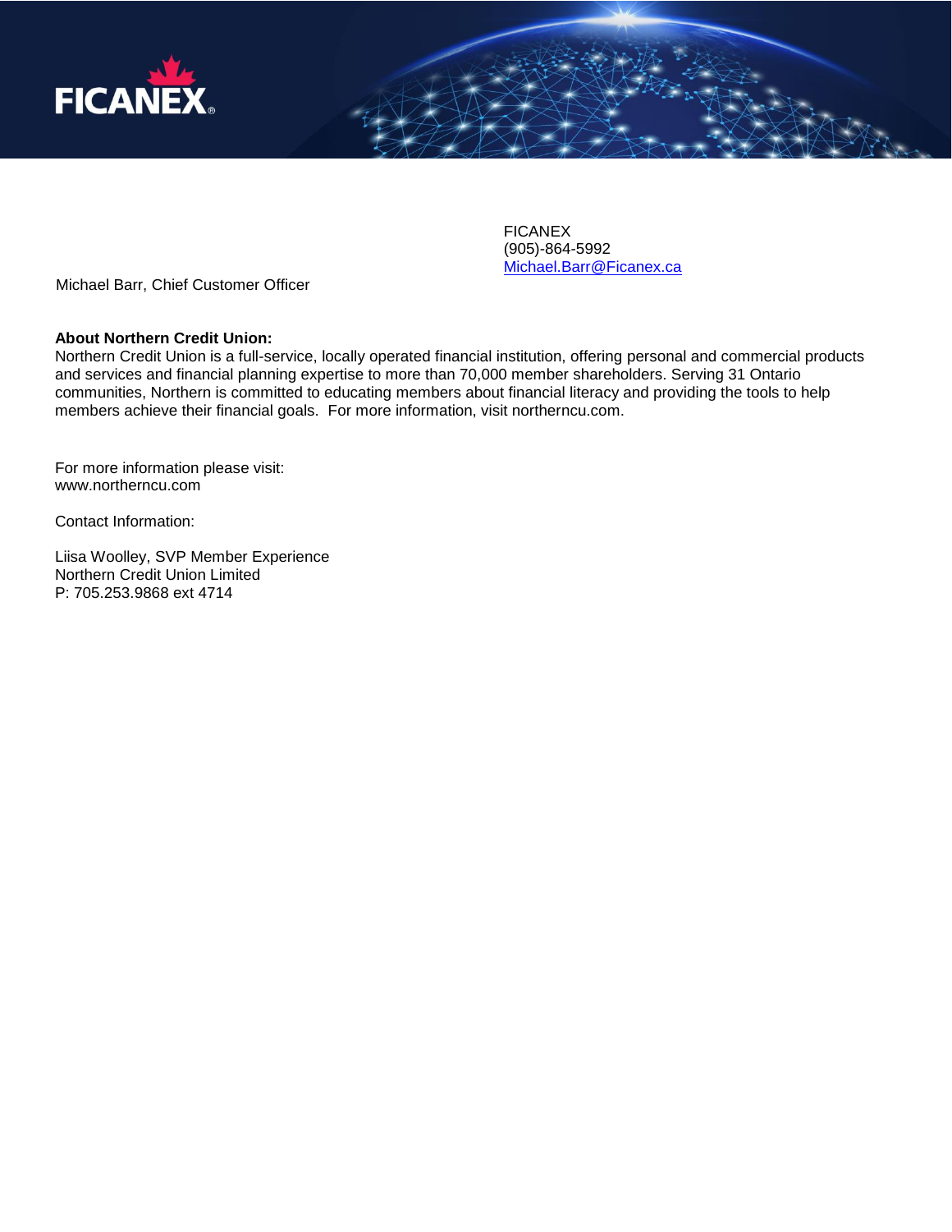FICANEX
(905)-864-5992
Michael.Barr@Ficanex.ca

Michael Barr, Chief Customer Officer

**About Northern Credit Union:**
Northern Credit Union is a full-service, locally operated financial institution, offering personal and commercial products and services and financial planning expertise to more than 70,000 member shareholders. Serving 31 Ontario communities, Northern is committed to educating members about financial literacy and providing the tools to help members achieve their financial goals. For more information, visit northerncu.com.

For more information please visit:
www.northerncu.com

Contact Information:

Liisa Woolley, SVP Member Experience
Northern Credit Union Limited
P: 705.253.9868 ext 4714